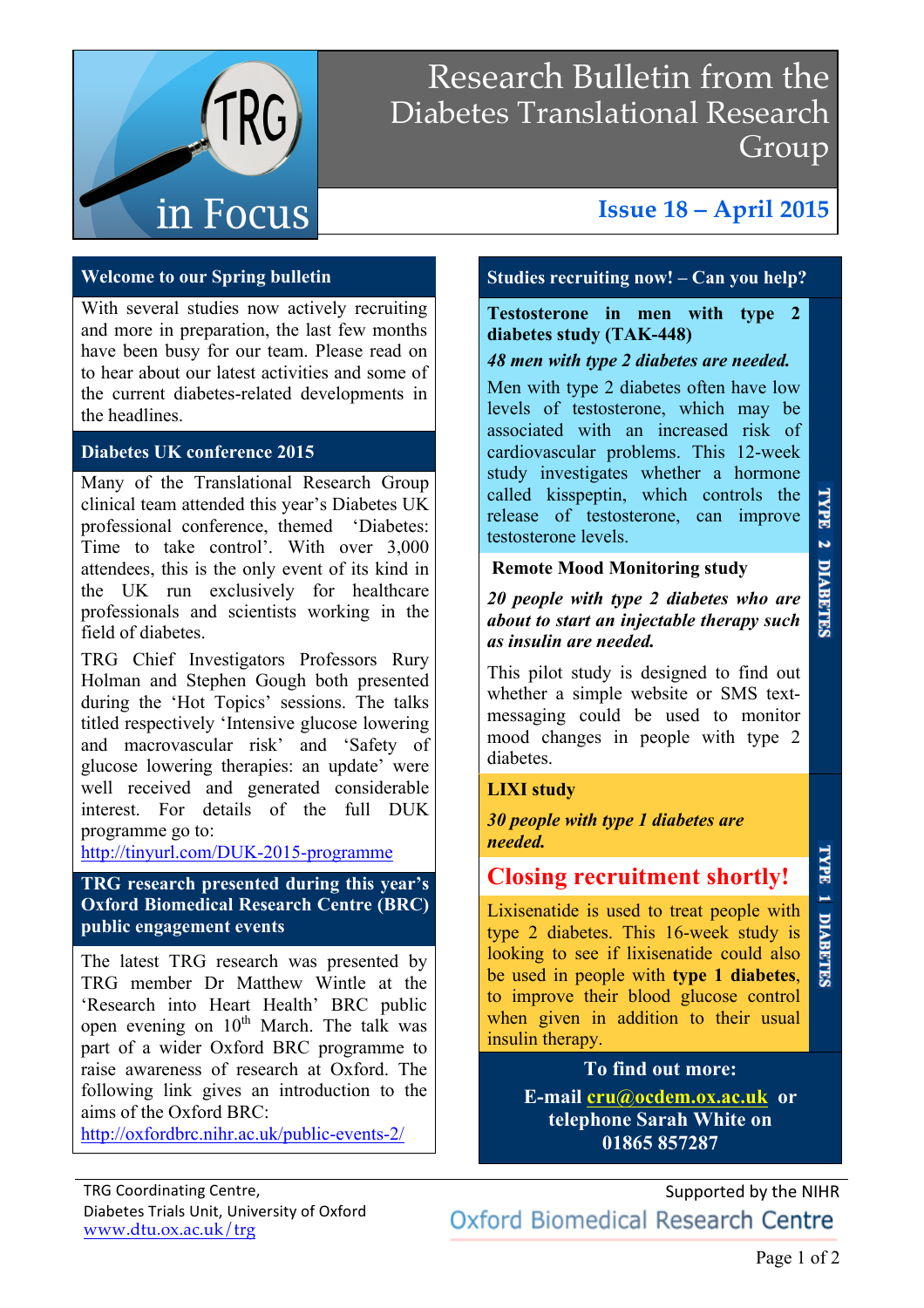# Research Bulletin from the Diabetes Translational Research Group

**TRG in Focus**

**Issue 18 – April 2015**

## Welcome to our Spring bulletin

With several studies now actively recruiting and more in preparation, the last few months have been busy for our team. Please read on to hear about our latest activities and some of the current diabetes-related developments in the headlines.

## Diabetes UK conference 2015

Many of the Translational Research Group clinical team attended this year's Diabetes UK professional conference, themed 'Diabetes: Time to take control'. With over 3,000 attendees, this is the only event of its kind in the UK run exclusively for healthcare professionals and scientists working in the field of diabetes.

TRG Chief Investigators Professors Rury Holman and Stephen Gough both presented during the 'Hot Topics' sessions. The talks titled respectively 'Intensive glucose lowering and macrovascular risk' and 'Safety of glucose lowering therapies: an update' were well received and generated considerable interest. For details of the full DUK programme go to: http://tinyurl.com/DUK-2015-programme

## TRG research presented during this year's Oxford Biomedical Research Centre (BRC) public engagement events

The latest TRG research was presented by TRG member Dr Matthew Wintle at the 'Research into Heart Health' BRC public open evening on 10th March. The talk was part of a wider Oxford BRC programme to raise awareness of research at Oxford. The following link gives an introduction to the aims of the Oxford BRC: http://oxfordbrc.nihr.ac.uk/public-events-2/

## Studies recruiting now! – Can you help?

### TYPE 2 DIABETES

**Testosterone in men with type 2 diabetes study (TAK-448)**

***48 men with type 2 diabetes are needed.***

Men with type 2 diabetes often have low levels of testosterone, which may be associated with an increased risk of cardiovascular problems. This 12-week study investigates whether a hormone called kisspeptin, which controls the release of testosterone, can improve testosterone levels.

**Remote Mood Monitoring study**

***20 people with type 2 diabetes who are about to start an injectable therapy such as insulin are needed.***

This pilot study is designed to find out whether a simple website or SMS text-messaging could be used to monitor mood changes in people with type 2 diabetes.

### TYPE 1 DIABETES

**LIXI study**

***30 people with type 1 diabetes are needed.***

**Closing recruitment shortly!**

Lixisenatide is used to treat people with type 2 diabetes. This 16-week study is looking to see if lixisenatide could also be used in people with **type 1 diabetes**, to improve their blood glucose control when given in addition to their usual insulin therapy.

**To find out more:**

**E-mail cru@ocdem.ox.ac.uk or telephone Sarah White on 01865 857287**

TRG Coordinating Centre,
Diabetes Trials Unit, University of Oxford
www.dtu.ox.ac.uk/trg

Supported by the NIHR Oxford Biomedical Research Centre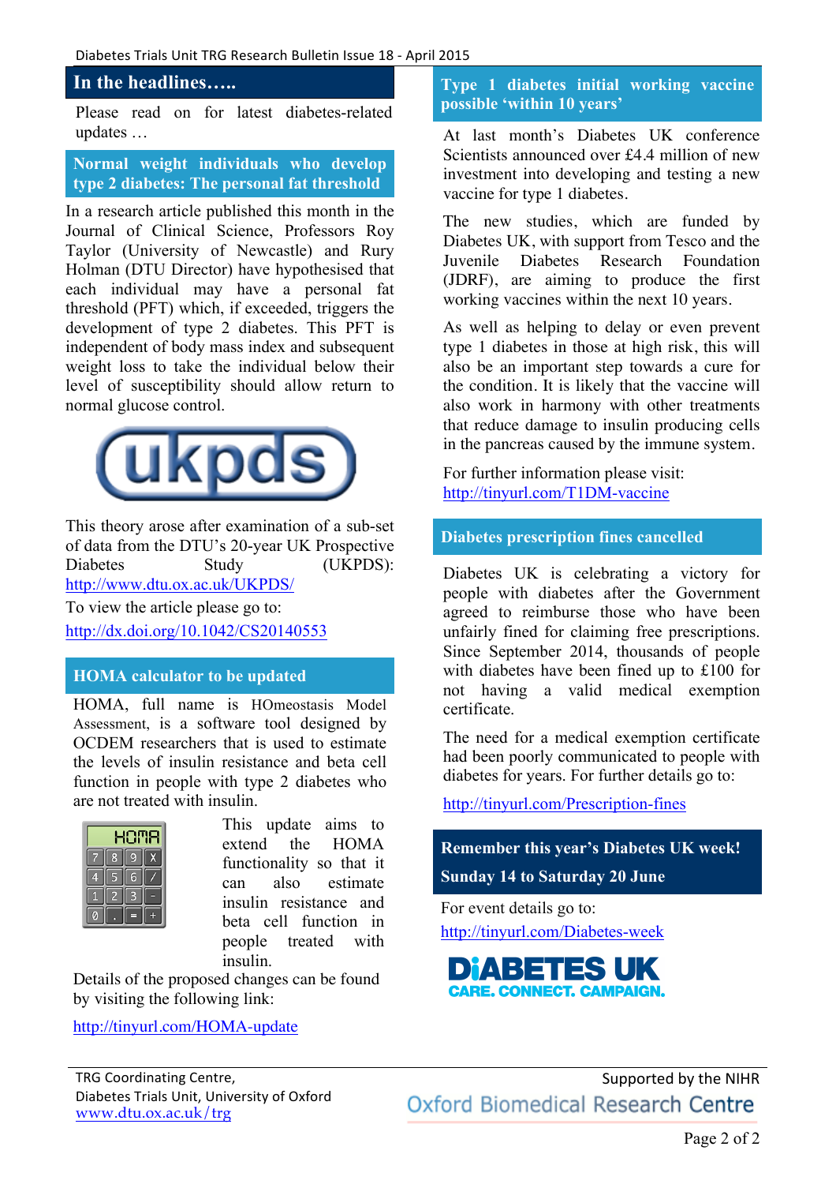## In the headlines…..

Please read on for latest diabetes-related updates …

### Normal weight individuals who develop type 2 diabetes: The personal fat threshold

In a research article published this month in the Journal of Clinical Science, Professors Roy Taylor (University of Newcastle) and Rury Holman (DTU Director) have hypothesised that each individual may have a personal fat threshold (PFT) which, if exceeded, triggers the development of type 2 diabetes. This PFT is independent of body mass index and subsequent weight loss to take the individual below their level of susceptibility should allow return to normal glucose control.

This theory arose after examination of a sub-set of data from the DTU's 20-year UK Prospective Diabetes Study (UKPDS): http://www.dtu.ox.ac.uk/UKPDS/

To view the article please go to:

http://dx.doi.org/10.1042/CS20140553

### HOMA calculator to be updated

HOMA, full name is HOmeostasis Model Assessment, is a software tool designed by OCDEM researchers that is used to estimate the levels of insulin resistance and beta cell function in people with type 2 diabetes who are not treated with insulin.

This update aims to extend the HOMA functionality so that it can also estimate insulin resistance and beta cell function in people treated with insulin.

Details of the proposed changes can be found by visiting the following link:

http://tinyurl.com/HOMA-update

### Type 1 diabetes initial working vaccine possible 'within 10 years'

At last month's Diabetes UK conference Scientists announced over £4.4 million of new investment into developing and testing a new vaccine for type 1 diabetes.

The new studies, which are funded by Diabetes UK, with support from Tesco and the Juvenile Diabetes Research Foundation (JDRF), are aiming to produce the first working vaccines within the next 10 years.

As well as helping to delay or even prevent type 1 diabetes in those at high risk, this will also be an important step towards a cure for the condition. It is likely that the vaccine will also work in harmony with other treatments that reduce damage to insulin producing cells in the pancreas caused by the immune system.

For further information please visit:
http://tinyurl.com/T1DM-vaccine

### Diabetes prescription fines cancelled

Diabetes UK is celebrating a victory for people with diabetes after the Government agreed to reimburse those who have been unfairly fined for claiming free prescriptions. Since September 2014, thousands of people with diabetes have been fined up to £100 for not having a valid medical exemption certificate.

The need for a medical exemption certificate had been poorly communicated to people with diabetes for years. For further details go to:

http://tinyurl.com/Prescription-fines

### Remember this year's Diabetes UK week!

**Sunday 14 to Saturday 20 June**

For event details go to:

http://tinyurl.com/Diabetes-week

TRG Coordinating Centre,
Diabetes Trials Unit, University of Oxford
www.dtu.ox.ac.uk/trg

Supported by the NIHR
Oxford Biomedical Research Centre